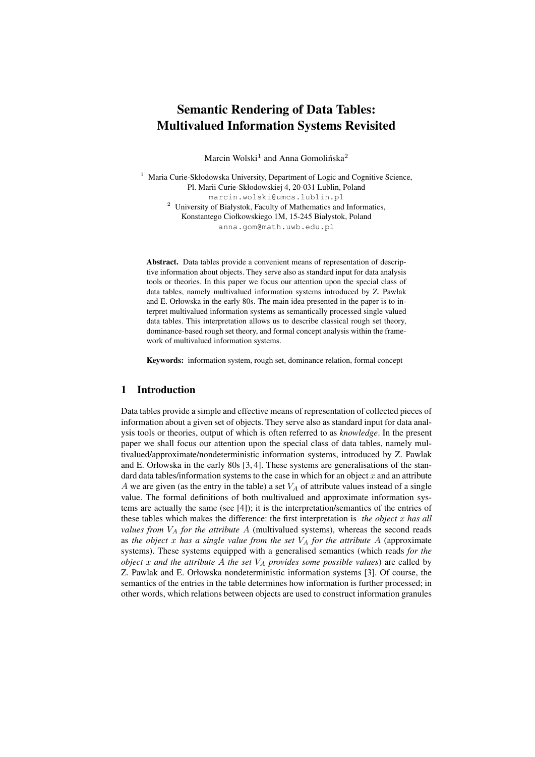# Semantic Rendering of Data Tables: Multivalued Information Systems Revisited

Marcin Wolski[1] and Anna Gomolińska[2]

[1] Maria Curie-Skłodowska University, Department of Logic and Cognitive Science, Pl. Marii Curie-Skłodowskiej 4, 20-031 Lublin, Poland
marcin.wolski@umcs.lublin.pl

[2] University of Białystok, Faculty of Mathematics and Informatics, Konstantego Ciołkowskiego 1M, 15-245 Białystok, Poland
anna.gom@math.uwb.edu.pl

**Abstract.** Data tables provide a convenient means of representation of descriptive information about objects. They serve also as standard input for data analysis tools or theories. In this paper we focus our attention upon the special class of data tables, namely multivalued information systems introduced by Z. Pawlak and E. Orłowska in the early 80s. The main idea presented in the paper is to interpret multivalued information systems as semantically processed single valued data tables. This interpretation allows us to describe classical rough set theory, dominance-based rough set theory, and formal concept analysis within the framework of multivalued information systems.

**Keywords:** information system, rough set, dominance relation, formal concept

## 1 Introduction

Data tables provide a simple and effective means of representation of collected pieces of information about a given set of objects. They serve also as standard input for data analysis tools or theories, output of which is often referred to as *knowledge*. In the present paper we shall focus our attention upon the special class of data tables, namely multivalued/approximate/nondeterministic information systems, introduced by Z. Pawlak and E. Orłowska in the early 80s [3, 4]. These systems are generalisations of the standard data tables/information systems to the case in which for an object $x$ and an attribute $A$ we are given (as the entry in the table) a set $V_A$ of attribute values instead of a single value. The formal definitions of both multivalued and approximate information systems are actually the same (see [4]); it is the interpretation/semantics of the entries of these tables which makes the difference: the first interpretation is *the object $x$ has all values from $V_A$ for the attribute $A$* (multivalued systems), whereas the second reads as *the object $x$ has a single value from the set $V_A$ for the attribute $A$* (approximate systems). These systems equipped with a generalised semantics (which reads *for the object $x$ and the attribute $A$ the set $V_A$ provides some possible values*) are called by Z. Pawlak and E. Orłowska nondeterministic information systems [3]. Of course, the semantics of the entries in the table determines how information is further processed; in other words, which relations between objects are used to construct information granules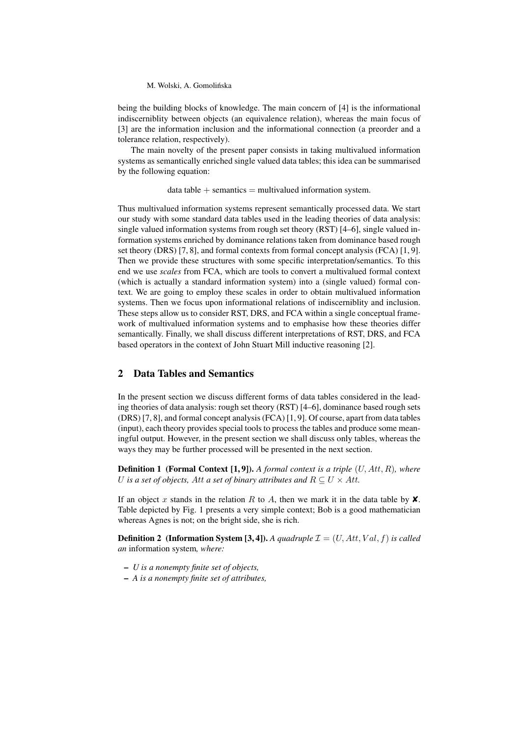being the building blocks of knowledge. The main concern of [4] is the informational indiscerniblity between objects (an equivalence relation), whereas the main focus of [3] are the information inclusion and the informational connection (a preorder and a tolerance relation, respectively).

The main novelty of the present paper consists in taking multivalued information systems as semantically enriched single valued data tables; this idea can be summarised by the following equation:

$$\text{data table} + \text{semantics} = \text{multivalued information system}.$$

Thus multivalued information systems represent semantically processed data. We start our study with some standard data tables used in the leading theories of data analysis: single valued information systems from rough set theory (RST) [4–6], single valued information systems enriched by dominance relations taken from dominance based rough set theory (DRS) [7, 8], and formal contexts from formal concept analysis (FCA) [1, 9]. Then we provide these structures with some specific interpretation/semantics. To this end we use *scales* from FCA, which are tools to convert a multivalued formal context (which is actually a standard information system) into a (single valued) formal context. We are going to employ these scales in order to obtain multivalued information systems. Then we focus upon informational relations of indiscerniblity and inclusion. These steps allow us to consider RST, DRS, and FCA within a single conceptual framework of multivalued information systems and to emphasise how these theories differ semantically. Finally, we shall discuss different interpretations of RST, DRS, and FCA based operators in the context of John Stuart Mill inductive reasoning [2].

## 2 Data Tables and Semantics

In the present section we discuss different forms of data tables considered in the leading theories of data analysis: rough set theory (RST) [4–6], dominance based rough sets (DRS) [7, 8], and formal concept analysis (FCA) [1, 9]. Of course, apart from data tables (input), each theory provides special tools to process the tables and produce some meaningful output. However, in the present section we shall discuss only tables, whereas the ways they may be further processed will be presented in the next section.

**Definition 1 (Formal Context [1, 9]).** *A formal context is a triple $(U, Att, R)$, where $U$ is a set of objects, $Att$ a set of binary attributes and $R \subseteq U \times Att$.*

If an object $x$ stands in the relation $R$ to $A$, then we mark it in the data table by ✘. Table depicted by Fig. 1 presents a very simple context; Bob is a good mathematician whereas Agnes is not; on the bright side, she is rich.

**Definition 2 (Information System [3, 4]).** *A quadruple $\mathcal{I} = (U, Att, Val, f)$ is called an* information system*, where:*

- *$U$ is a nonempty finite set of objects,*
- *$A$ is a nonempty finite set of attributes,*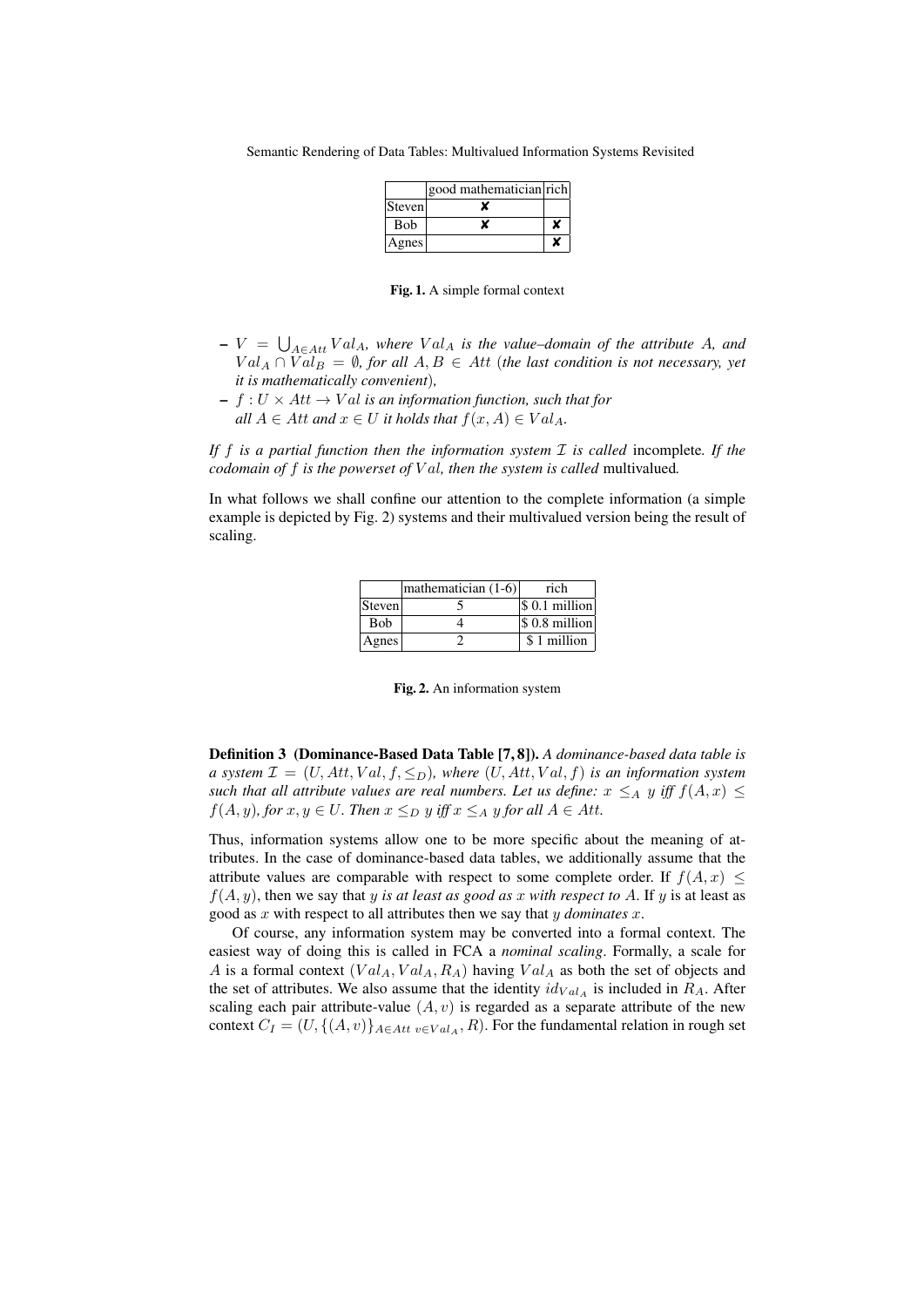| | good mathematician | rich |
|---|---|---|
| Steven | ✘ | |
| Bob | ✘ | ✘ |
| Agnes | | ✘ |

**Fig. 1.** A simple formal context

- $V = \bigcup_{A \in Att} Val_A$, *where* $Val_A$ *is the value–domain of the attribute* $A$*, and* $Val_A \cap Val_B = \emptyset$*, for all* $A, B \in Att$ *(the last condition is not necessary, yet it is mathematically convenient),*
- $f : U \times Att \to Val$ *is an information function, such that for all* $A \in Att$ *and* $x \in U$ *it holds that* $f(x, A) \in Val_A$.

*If* $f$ *is a partial function then the information system* $\mathcal{I}$ *is called* incomplete*. If the codomain of* $f$ *is the powerset of* $Val$*, then the system is called* multivalued*.*

In what follows we shall confine our attention to the complete information (a simple example is depicted by Fig. 2) systems and their multivalued version being the result of scaling.

| | mathematician (1-6) | rich |
|---|---|---|
| Steven | 5 | $ 0.1 million |
| Bob | 4 | $ 0.8 million |
| Agnes | 2 | $ 1 million |

**Fig. 2.** An information system

**Definition 3 (Dominance-Based Data Table [7, 8]).** *A dominance-based data table is a system* $\mathcal{I} = (U, Att, Val, f, \leq_D)$*, where* $(U, Att, Val, f)$ *is an information system such that all attribute values are real numbers. Let us define:* $x \leq_A y$ *iff* $f(A, x) \leq f(A, y)$*, for* $x, y \in U$*. Then* $x \leq_D y$ *iff* $x \leq_A y$ *for all* $A \in Att$*.*

Thus, information systems allow one to be more specific about the meaning of attributes. In the case of dominance-based data tables, we additionally assume that the attribute values are comparable with respect to some complete order. If $f(A, x) \leq f(A, y)$, then we say that $y$ *is at least as good as* $x$ *with respect to* $A$. If $y$ is at least as good as $x$ with respect to all attributes then we say that $y$ *dominates* $x$.

Of course, any information system may be converted into a formal context. The easiest way of doing this is called in FCA a *nominal scaling*. Formally, a scale for $A$ is a formal context $(Val_A, Val_A, R_A)$ having $Val_A$ as both the set of objects and the set of attributes. We also assume that the identity $id_{Val_A}$ is included in $R_A$. After scaling each pair attribute-value $(A, v)$ is regarded as a separate attribute of the new context $C_I = (U, \{(A, v)\}_{A \in Att \; v \in Val_A}, R)$. For the fundamental relation in rough set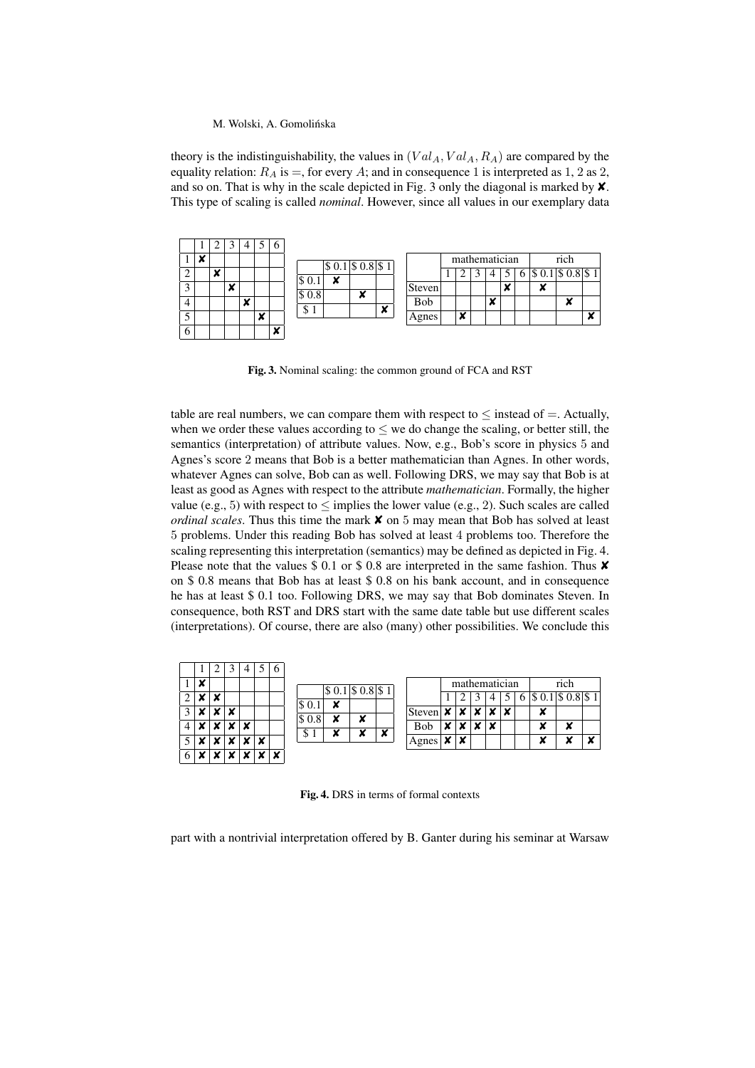theory is the indistinguishability, the values in $(Val_A, Val_A, R_A)$ are compared by the equality relation: $R_A$ is $=$, for every $A$; and in consequence 1 is interpreted as 1, 2 as 2, and so on. That is why in the scale depicted in Fig. 3 only the diagonal is marked by ✘. This type of scaling is called *nominal*. However, since all values in our exemplary data

| | 1 | 2 | 3 | 4 | 5 | 6 |
|---|---|---|---|---|---|---|
| 1 | ✘ | | | | | |
| 2 | | ✘ | | | | |
| 3 | | | ✘ | | | |
| 4 | | | | ✘ | | |
| 5 | | | | | ✘ | |
| 6 | | | | | | ✘ |

| | \$ 0.1 | \$ 0.8 | \$ 1 |
|---|---|---|---|
| \$ 0.1 | ✘ | | |
| \$ 0.8 | | ✘ | |
| \$ 1 | | | ✘ |

| | mathematician | | | | | | rich | | |
|---|---|---|---|---|---|---|---|---|---|
| | 1 | 2 | 3 | 4 | 5 | 6 | \$ 0.1 | \$ 0.8 | \$ 1 |
| Steven | | | | | ✘ | | ✘ | | |
| Bob | | | | ✘ | | | | ✘ | |
| Agnes | | ✘ | | | | | | | ✘ |

**Fig. 3.** Nominal scaling: the common ground of FCA and RST

table are real numbers, we can compare them with respect to $\leq$ instead of $=$. Actually, when we order these values according to $\leq$ we do change the scaling, or better still, the semantics (interpretation) of attribute values. Now, e.g., Bob's score in physics 5 and Agnes's score 2 means that Bob is a better mathematician than Agnes. In other words, whatever Agnes can solve, Bob can as well. Following DRS, we may say that Bob is at least as good as Agnes with respect to the attribute *mathematician*. Formally, the higher value (e.g., 5) with respect to $\leq$ implies the lower value (e.g., 2). Such scales are called *ordinal scales*. Thus this time the mark ✘ on 5 may mean that Bob has solved at least 5 problems. Under this reading Bob has solved at least 4 problems too. Therefore the scaling representing this interpretation (semantics) may be defined as depicted in Fig. 4. Please note that the values \$ 0.1 or \$ 0.8 are interpreted in the same fashion. Thus ✘ on \$ 0.8 means that Bob has at least \$ 0.8 on his bank account, and in consequence he has at least \$ 0.1 too. Following DRS, we may say that Bob dominates Steven. In consequence, both RST and DRS start with the same date table but use different scales (interpretations). Of course, there are also (many) other possibilities. We conclude this

| | 1 | 2 | 3 | 4 | 5 | 6 |
|---|---|---|---|---|---|---|
| 1 | ✘ | | | | | |
| 2 | ✘ | ✘ | | | | |
| 3 | ✘ | ✘ | ✘ | | | |
| 4 | ✘ | ✘ | ✘ | ✘ | | |
| 5 | ✘ | ✘ | ✘ | ✘ | ✘ | |
| 6 | ✘ | ✘ | ✘ | ✘ | ✘ | ✘ |

| | \$ 0.1 | \$ 0.8 | \$ 1 |
|---|---|---|---|
| \$ 0.1 | ✘ | | |
| \$ 0.8 | ✘ | ✘ | |
| \$ 1 | ✘ | ✘ | ✘ |

| | mathematician | | | | | | rich | | |
|---|---|---|---|---|---|---|---|---|---|
| | 1 | 2 | 3 | 4 | 5 | 6 | \$ 0.1 | \$ 0.8 | \$ 1 |
| Steven | ✘ | ✘ | ✘ | ✘ | ✘ | | ✘ | | |
| Bob | ✘ | ✘ | ✘ | ✘ | | | ✘ | ✘ | |
| Agnes | ✘ | ✘ | | | | | ✘ | ✘ | ✘ |

**Fig. 4.** DRS in terms of formal contexts

part with a nontrivial interpretation offered by B. Ganter during his seminar at Warsaw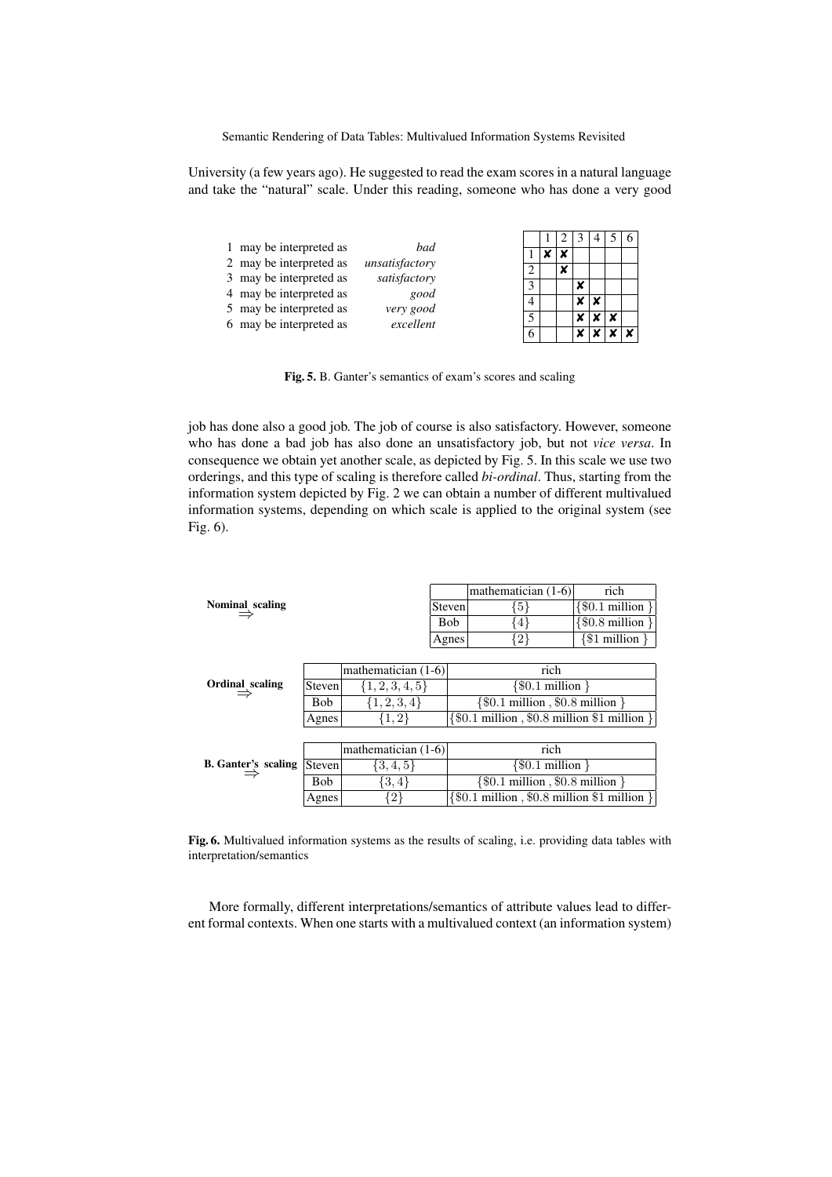University (a few years ago). He suggested to read the exam scores in a natural language and take the "natural" scale. Under this reading, someone who has done a very good

| | | |
|---|---|---|
| 1 | may be interpreted as | *bad* |
| 2 | may be interpreted as | *unsatisfactory* |
| 3 | may be interpreted as | *satisfactory* |
| 4 | may be interpreted as | *good* |
| 5 | may be interpreted as | *very good* |
| 6 | may be interpreted as | *excellent* |

| | 1 | 2 | 3 | 4 | 5 | 6 |
|---|---|---|---|---|---|---|
| 1 | ✘ | ✘ | | | | |
| 2 | | ✘ | | | | |
| 3 | | | ✘ | | | |
| 4 | | | ✘ | ✘ | | |
| 5 | | | ✘ | ✘ | ✘ | |
| 6 | | | ✘ | ✘ | ✘ | ✘ |

**Fig. 5.** B. Ganter's semantics of exam's scores and scaling

job has done also a good job. The job of course is also satisfactory. However, someone who has done a bad job has also done an unsatisfactory job, but not *vice versa*. In consequence we obtain yet another scale, as depicted by Fig. 5. In this scale we use two orderings, and this type of scaling is therefore called *bi-ordinal*. Thus, starting from the information system depicted by Fig. 2 we can obtain a number of different multivalued information systems, depending on which scale is applied to the original system (see Fig. 6).

**Nominal scaling** $\Rightarrow$

| | mathematician (1-6) | rich |
|---|---|---|
| Steven | $\{5\}$ | {$0.1 million } |
| Bob | $\{4\}$ | {$0.8 million } |
| Agnes | $\{2\}$ | {$1 million } |

**Ordinal scaling** $\Rightarrow$

| | mathematician (1-6) | rich |
|---|---|---|
| Steven | $\{1, 2, 3, 4, 5\}$ | {$0.1 million } |
| Bob | $\{1, 2, 3, 4\}$ | {$0.1 million , $0.8 million } |
| Agnes | $\{1, 2\}$ | {$0.1 million , $0.8 million $1 million } |

**B. Ganter's scaling** $\Rightarrow$

| | mathematician (1-6) | rich |
|---|---|---|
| Steven | $\{3, 4, 5\}$ | {$0.1 million } |
| Bob | $\{3, 4\}$ | {$0.1 million , $0.8 million } |
| Agnes | $\{2\}$ | {$0.1 million , $0.8 million $1 million } |

**Fig. 6.** Multivalued information systems as the results of scaling, i.e. providing data tables with interpretation/semantics

More formally, different interpretations/semantics of attribute values lead to different formal contexts. When one starts with a multivalued context (an information system)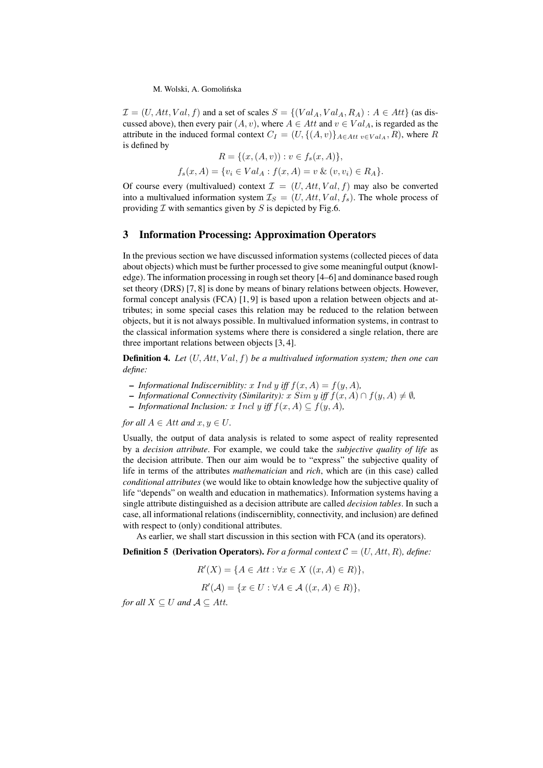$\mathcal{I} = (U, Att, Val, f)$ and a set of scales $S = \{(Val_A, Val_A, R_A) : A \in Att\}$ (as discussed above), then every pair $(A, v)$, where $A \in Att$ and $v \in Val_A$, is regarded as the attribute in the induced formal context $C_I = (U, \{(A, v)\}_{A \in Att\ v \in Val_A}, R)$, where $R$ is defined by

$$R = \{(x, (A, v)) : v \in f_s(x, A)\},$$

$$f_s(x, A) = \{v_i \in Val_A : f(x, A) = v \ \&\ (v, v_i) \in R_A\}.$$

Of course every (multivalued) context $\mathcal{I} = (U, Att, Val, f)$ may also be converted into a multivalued information system $\mathcal{I}_S = (U, Att, Val, f_s)$. The whole process of providing $\mathcal{I}$ with semantics given by $S$ is depicted by Fig.6.

## 3 Information Processing: Approximation Operators

In the previous section we have discussed information systems (collected pieces of data about objects) which must be further processed to give some meaningful output (knowledge). The information processing in rough set theory [4–6] and dominance based rough set theory (DRS) [7, 8] is done by means of binary relations between objects. However, formal concept analysis (FCA) [1, 9] is based upon a relation between objects and attributes; in some special cases this relation may be reduced to the relation between objects, but it is not always possible. In multivalued information systems, in contrast to the classical information systems where there is considered a single relation, there are three important relations between objects [3, 4].

**Definition 4.** *Let $(U, Att, Val, f)$ be a multivalued information system; then one can define:*

- *Informational Indiscerniblity: $x\ Ind\ y$ iff $f(x, A) = f(y, A)$,*
- *Informational Connectivity (Similarity): $x\ Sim\ y$ iff $f(x, A) \cap f(y, A) \neq \emptyset$,*
- *Informational Inclusion: $x\ Incl\ y$ iff $f(x, A) \subseteq f(y, A)$,*

*for all $A \in Att$ and $x, y \in U$.*

Usually, the output of data analysis is related to some aspect of reality represented by a *decision attribute*. For example, we could take the *subjective quality of life* as the decision attribute. Then our aim would be to "express" the subjective quality of life in terms of the attributes *mathematician* and *rich*, which are (in this case) called *conditional attributes* (we would like to obtain knowledge how the subjective quality of life "depends" on wealth and education in mathematics). Information systems having a single attribute distinguished as a decision attribute are called *decision tables*. In such a case, all informational relations (indiscerniblity, connectivity, and inclusion) are defined with respect to (only) conditional attributes.

As earlier, we shall start discussion in this section with FCA (and its operators).

**Definition 5 (Derivation Operators).** *For a formal context $\mathcal{C} = (U, Att, R)$, define:*

$$R'(X) = \{A \in Att : \forall x \in X\ ((x, A) \in R)\},$$

$$R'(\mathcal{A}) = \{x \in U : \forall A \in \mathcal{A}\ ((x, A) \in R)\},$$

*for all $X \subseteq U$ and $\mathcal{A} \subseteq Att$.*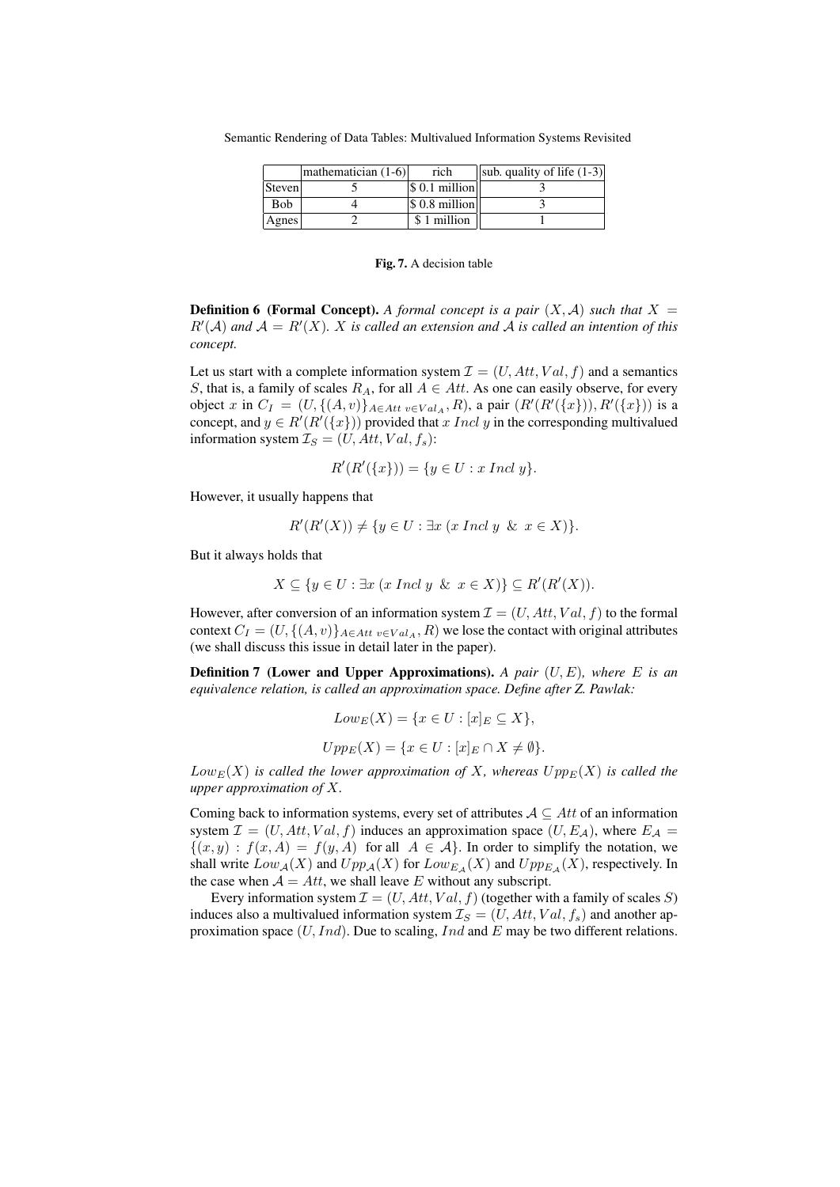|  | mathematician (1-6) | rich | sub. quality of life (1-3) |
|---|---|---|---|
| Steven | 5 | $ 0.1 million | 3 |
| Bob | 4 | $ 0.8 million | 3 |
| Agnes | 2 | $ 1 million | 1 |

**Fig. 7.** A decision table

**Definition 6 (Formal Concept).** *A formal concept is a pair $(X, \mathcal{A})$ such that $X = R'(\mathcal{A})$ and $\mathcal{A} = R'(X)$. $X$ is called an extension and $\mathcal{A}$ is called an intention of this concept.*

Let us start with a complete information system $\mathcal{I} = (U, Att, Val, f)$ and a semantics $S$, that is, a family of scales $R_A$, for all $A \in Att$. As one can easily observe, for every object $x$ in $C_I = (U, \{(A, v)\}_{A \in Att\ v \in Val_A}, R)$, a pair $(R'(R'(\{x\})), R'(\{x\}))$ is a concept, and $y \in R'(R'(\{x\}))$ provided that $x\ Incl\ y$ in the corresponding multivalued information system $\mathcal{I}_S = (U, Att, Val, f_s)$:

$$R'(R'(\{x\})) = \{y \in U : x\ Incl\ y\}.$$

However, it usually happens that

$$R'(R'(X)) \neq \{y \in U : \exists x\ (x\ Incl\ y\ \ \&\ \ x \in X)\}.$$

But it always holds that

$$X \subseteq \{y \in U : \exists x\ (x\ Incl\ y\ \ \&\ \ x \in X)\} \subseteq R'(R'(X)).$$

However, after conversion of an information system $\mathcal{I} = (U, Att, Val, f)$ to the formal context $C_I = (U, \{(A, v)\}_{A \in Att\ v \in Val_A}, R)$ we lose the contact with original attributes (we shall discuss this issue in detail later in the paper).

**Definition 7 (Lower and Upper Approximations).** *A pair $(U, E)$, where $E$ is an equivalence relation, is called an approximation space. Define after Z. Pawlak:*

$$Low_E(X) = \{x \in U : [x]_E \subseteq X\},$$

$$Upp_E(X) = \{x \in U : [x]_E \cap X \neq \emptyset\}.$$

*$Low_E(X)$ is called the lower approximation of $X$, whereas $Upp_E(X)$ is called the upper approximation of $X$.*

Coming back to information systems, every set of attributes $\mathcal{A} \subseteq Att$ of an information system $\mathcal{I} = (U, Att, Val, f)$ induces an approximation space $(U, E_{\mathcal{A}})$, where $E_{\mathcal{A}} = \{(x, y) : f(x, A) = f(y, A)\ \text{ for all }\ A \in \mathcal{A}\}$. In order to simplify the notation, we shall write $Low_{\mathcal{A}}(X)$ and $Upp_{\mathcal{A}}(X)$ for $Low_{E_{\mathcal{A}}}(X)$ and $Upp_{E_{\mathcal{A}}}(X)$, respectively. In the case when $\mathcal{A} = Att$, we shall leave $E$ without any subscript.

Every information system $\mathcal{I} = (U, Att, Val, f)$ (together with a family of scales $S$) induces also a multivalued information system $\mathcal{I}_S = (U, Att, Val, f_s)$ and another approximation space $(U, Ind)$. Due to scaling, $Ind$ and $E$ may be two different relations.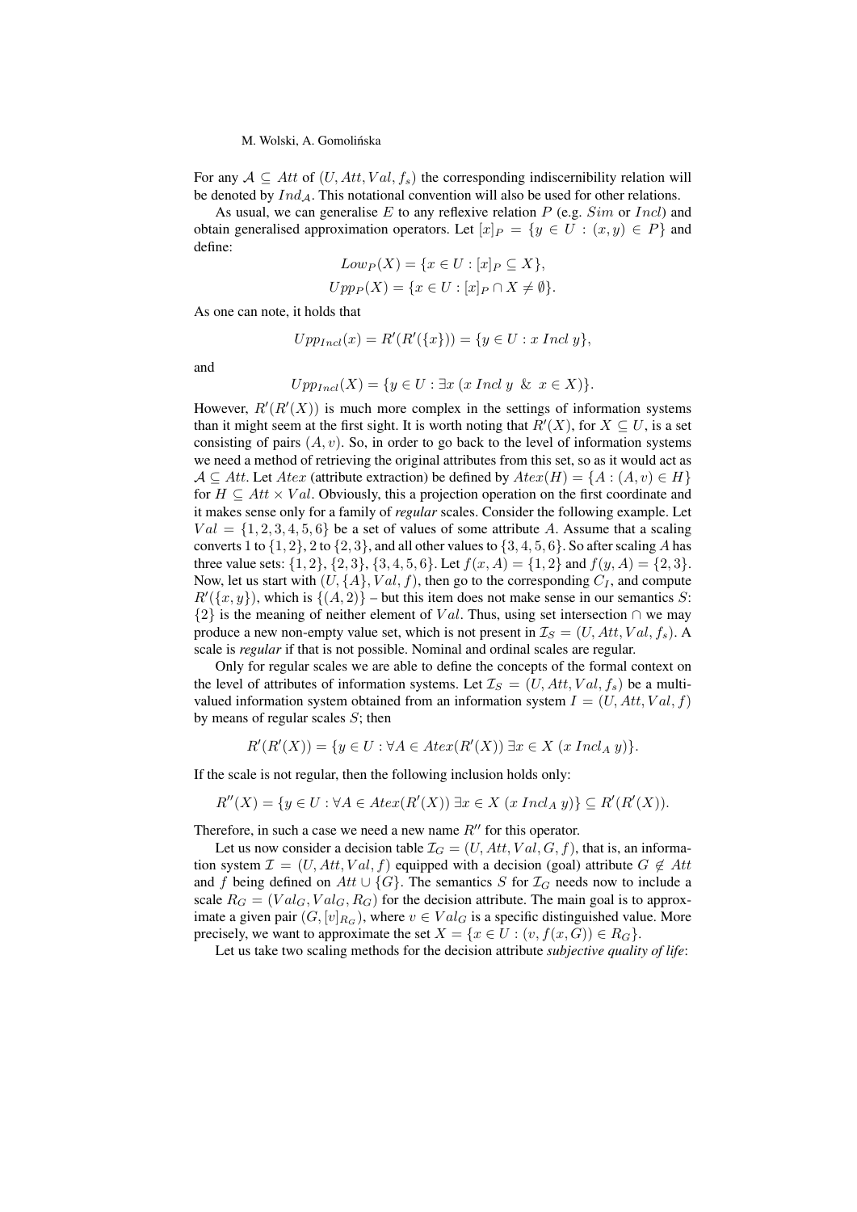For any $\mathcal{A} \subseteq Att$ of $(U, Att, Val, f_s)$ the corresponding indiscernibility relation will be denoted by $Ind_{\mathcal{A}}$. This notational convention will also be used for other relations.

As usual, we can generalise $E$ to any reflexive relation $P$ (e.g. $Sim$ or $Incl$) and obtain generalised approximation operators. Let $[x]_P = \{y \in U : (x, y) \in P\}$ and define:

$$Low_P(X) = \{x \in U : [x]_P \subseteq X\},$$
$$Upp_P(X) = \{x \in U : [x]_P \cap X \neq \emptyset\}.$$

As one can note, it holds that

$$Upp_{Incl}(x) = R'(R'(\{x\})) = \{y \in U : x \; Incl \; y\},$$

and

$$Upp_{Incl}(X) = \{y \in U : \exists x \; (x \; Incl \; y \;\; \& \;\; x \in X)\}.$$

However, $R'(R'(X))$ is much more complex in the settings of information systems than it might seem at the first sight. It is worth noting that $R'(X)$, for $X \subseteq U$, is a set consisting of pairs $(A, v)$. So, in order to go back to the level of information systems we need a method of retrieving the original attributes from this set, so as it would act as $\mathcal{A} \subseteq Att$. Let $Atex$ (attribute extraction) be defined by $Atex(H) = \{A : (A, v) \in H\}$ for $H \subseteq Att \times Val$. Obviously, this a projection operation on the first coordinate and it makes sense only for a family of *regular* scales. Consider the following example. Let $Val = \{1, 2, 3, 4, 5, 6\}$ be a set of values of some attribute $A$. Assume that a scaling converts 1 to $\{1, 2\}$, 2 to $\{2, 3\}$, and all other values to $\{3, 4, 5, 6\}$. So after scaling $A$ has three value sets: $\{1, 2\}$, $\{2, 3\}$, $\{3, 4, 5, 6\}$. Let $f(x, A) = \{1, 2\}$ and $f(y, A) = \{2, 3\}$. Now, let us start with $(U, \{A\}, Val, f)$, then go to the corresponding $C_I$, and compute $R'(\{x, y\})$, which is $\{(A, 2)\}$ – but this item does not make sense in our semantics $S$: $\{2\}$ is the meaning of neither element of $Val$. Thus, using set intersection $\cap$ we may produce a new non-empty value set, which is not present in $\mathcal{I}_S = (U, Att, Val, f_s)$. A scale is *regular* if that is not possible. Nominal and ordinal scales are regular.

Only for regular scales we are able to define the concepts of the formal context on the level of attributes of information systems. Let $\mathcal{I}_S = (U, Att, Val, f_s)$ be a multi-valued information system obtained from an information system $I = (U, Att, Val, f)$ by means of regular scales $S$; then

$$R'(R'(X)) = \{y \in U : \forall A \in Atex(R'(X)) \; \exists x \in X \; (x \; Incl_A \; y)\}.$$

If the scale is not regular, then the following inclusion holds only:

$$R''(X) = \{y \in U : \forall A \in Atex(R'(X)) \; \exists x \in X \; (x \; Incl_A \; y)\} \subseteq R'(R'(X)).$$

Therefore, in such a case we need a new name $R''$ for this operator.

Let us now consider a decision table $\mathcal{I}_G = (U, Att, Val, G, f)$, that is, an information system $\mathcal{I} = (U, Att, Val, f)$ equipped with a decision (goal) attribute $G \notin Att$ and $f$ being defined on $Att \cup \{G\}$. The semantics $S$ for $\mathcal{I}_G$ needs now to include a scale $R_G = (Val_G, Val_G, R_G)$ for the decision attribute. The main goal is to approximate a given pair $(G, [v]_{R_G})$, where $v \in Val_G$ is a specific distinguished value. More precisely, we want to approximate the set $X = \{x \in U : (v, f(x, G)) \in R_G\}$.

Let us take two scaling methods for the decision attribute *subjective quality of life*: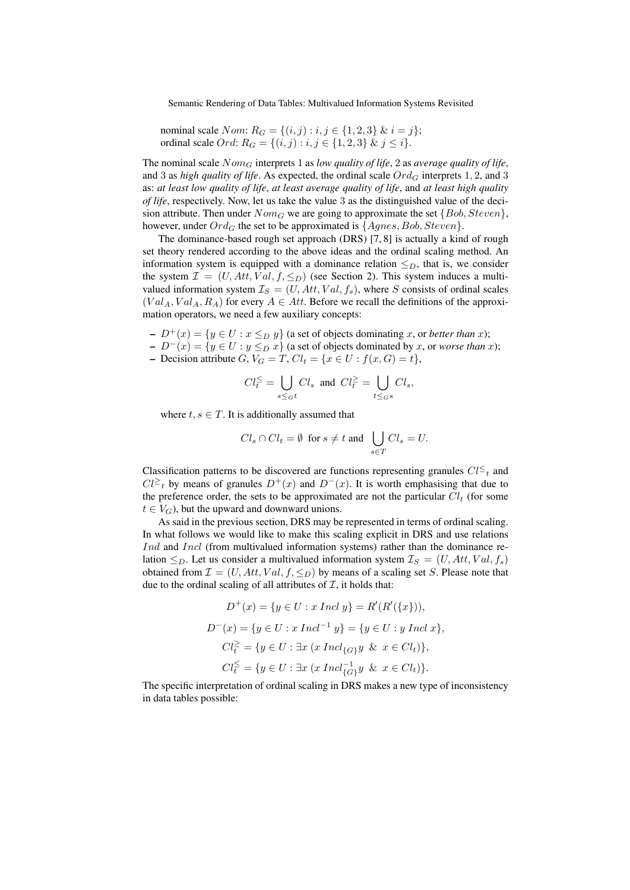nominal scale $Nom$: $R_G = \{(i, j) : i, j \in \{1, 2, 3\} \;\&\; i = j\}$;
ordinal scale $Ord$: $R_G = \{(i, j) : i, j \in \{1, 2, 3\} \;\&\; j \leq i\}$.

The nominal scale $Nom_G$ interprets 1 as *low quality of life*, 2 as *average quality of life*, and 3 as *high quality of life*. As expected, the ordinal scale $Ord_G$ interprets 1, 2, and 3 as: *at least low quality of life*, *at least average quality of life*, and *at least high quality of life*, respectively. Now, let us take the value 3 as the distinguished value of the decision attribute. Then under $Nom_G$ we are going to approximate the set $\{Bob, Steven\}$, however, under $Ord_G$ the set to be approximated is $\{Agnes, Bob, Steven\}$.

The dominance-based rough set approach (DRS) [7, 8] is actually a kind of rough set theory rendered according to the above ideas and the ordinal scaling method. An information system is equipped with a dominance relation $\leq_D$, that is, we consider the system $\mathcal{I} = (U, Att, Val, f, \leq_D)$ (see Section 2). This system induces a multivalued information system $\mathcal{I}_S = (U, Att, Val, f_s)$, where $S$ consists of ordinal scales $(Val_A, Val_A, R_A)$ for every $A \in Att$. Before we recall the definitions of the approximation operators, we need a few auxiliary concepts:

- $D^+(x) = \{y \in U : x \leq_D y\}$ (a set of objects dominating $x$, or *better than* $x$);
- $D^-(x) = \{y \in U : y \leq_D x\}$ (a set of objects dominated by $x$, or *worse than* $x$);
- Decision attribute $G$, $V_G = T$, $Cl_t = \{x \in U : f(x, G) = t\}$,

$$Cl_t^{\leq} = \bigcup_{s \leq_G t} Cl_s \;\text{ and }\; Cl_t^{\geq} = \bigcup_{t \leq_G s} Cl_s,$$

  where $t, s \in T$. It is additionally assumed that

$$Cl_s \cap Cl_t = \emptyset \;\text{ for } s \neq t \text{ and } \bigcup_{s \in T} Cl_s = U.$$

Classification patterns to be discovered are functions representing granules $Cl^{\leq}{}_t$ and $Cl^{\geq}{}_t$ by means of granules $D^+(x)$ and $D^-(x)$. It is worth emphasising that due to the preference order, the sets to be approximated are not the particular $Cl_t$ (for some $t \in V_G$), but the upward and downward unions.

As said in the previous section, DRS may be represented in terms of ordinal scaling. In what follows we would like to make this scaling explicit in DRS and use relations $Ind$ and $Incl$ (from multivalued information systems) rather than the dominance relation $\leq_D$. Let us consider a multivalued information system $\mathcal{I}_S = (U, Att, Val, f_s)$ obtained from $\mathcal{I} = (U, Att, Val, f, \leq_D)$ by means of a scaling set $S$. Please note that due to the ordinal scaling of all attributes of $\mathcal{I}$, it holds that:

$$D^+(x) = \{y \in U : x \; Incl \; y\} = R'(R'(\{x\})),$$

$$D^-(x) = \{y \in U : x \; Incl^{-1} \; y\} = \{y \in U : y \; Incl \; x\},$$

$$Cl_t^{\geq} = \{y \in U : \exists x \; (x \; Incl_{\{G\}} y \;\;\&\;\; x \in Cl_t)\},$$

$$Cl_t^{\leq} = \{y \in U : \exists x \; (x \; Incl_{\{G\}}^{-1} y \;\;\&\;\; x \in Cl_t)\}.$$

The specific interpretation of ordinal scaling in DRS makes a new type of inconsistency in data tables possible: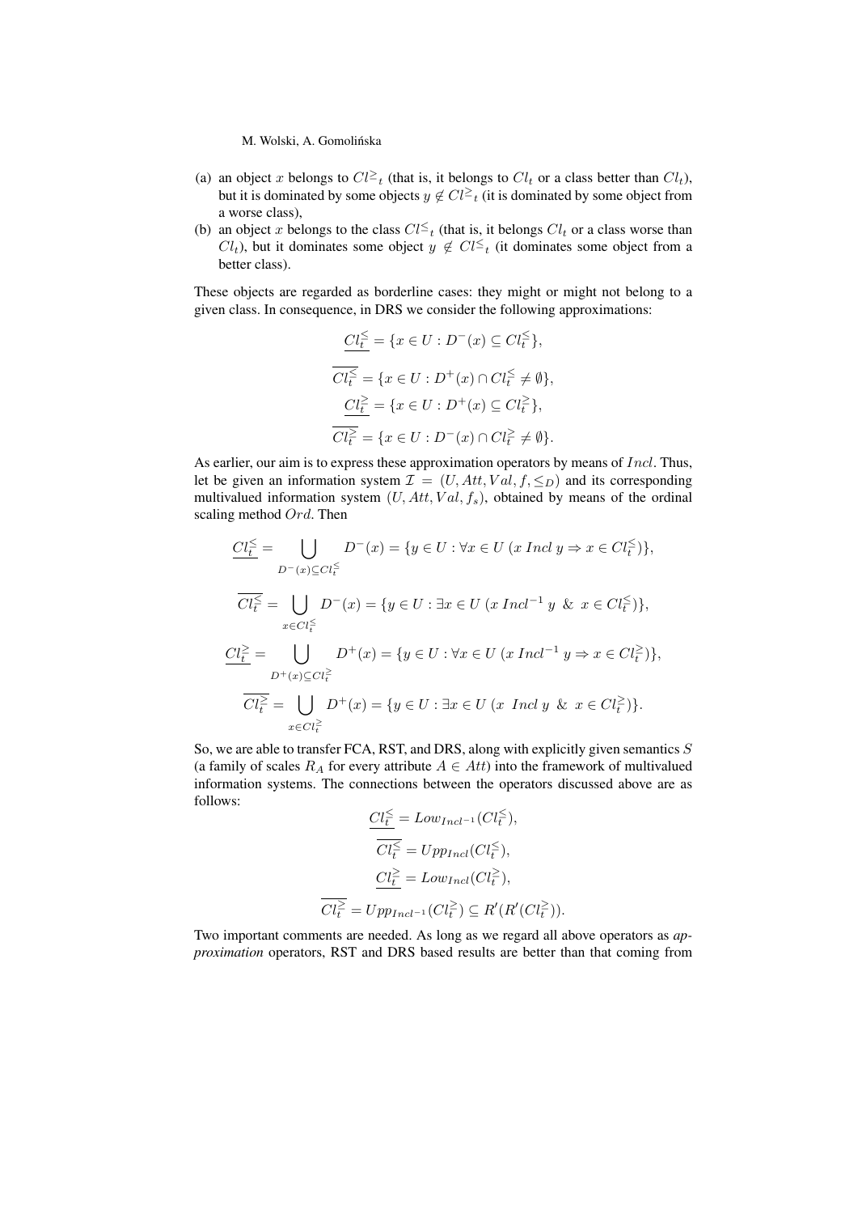(a) an object $x$ belongs to $Cl^{\geq}{}_t$ (that is, it belongs to $Cl_t$ or a class better than $Cl_t$), but it is dominated by some objects $y \notin Cl^{\geq}{}_t$ (it is dominated by some object from a worse class),

(b) an object $x$ belongs to the class $Cl^{\leq}{}_t$ (that is, it belongs $Cl_t$ or a class worse than $Cl_t$), but it dominates some object $y \notin Cl^{\leq}{}_t$ (it dominates some object from a better class).

These objects are regarded as borderline cases: they might or might not belong to a given class. In consequence, in DRS we consider the following approximations:

$$\underline{Cl_t^{\leq}} = \{x \in U : D^-(x) \subseteq Cl_t^{\leq}\},$$

$$\overline{Cl_t^{\leq}} = \{x \in U : D^+(x) \cap Cl_t^{\leq} \neq \emptyset\},$$

$$\underline{Cl_t^{\geq}} = \{x \in U : D^+(x) \subseteq Cl_t^{\geq}\},$$

$$\overline{Cl_t^{\geq}} = \{x \in U : D^-(x) \cap Cl_t^{\geq} \neq \emptyset\}.$$

As earlier, our aim is to express these approximation operators by means of $Incl$. Thus, let be given an information system $\mathcal{I} = (U, Att, Val, f, \leq_D)$ and its corresponding multivalued information system $(U, Att, Val, f_s)$, obtained by means of the ordinal scaling method $Ord$. Then

$$\underline{Cl_t^{\leq}} = \bigcup_{D^-(x) \subseteq Cl_t^{\leq}} D^-(x) = \{y \in U : \forall x \in U \; (x \; Incl \; y \Rightarrow x \in Cl_t^{\leq})\},$$

$$\overline{Cl_t^{\leq}} = \bigcup_{x \in Cl_t^{\leq}} D^-(x) = \{y \in U : \exists x \in U \; (x \; Incl^{-1} \; y \;\; \& \;\; x \in Cl_t^{\leq})\},$$

$$\underline{Cl_t^{\geq}} = \bigcup_{D^+(x) \subseteq Cl_t^{\geq}} D^+(x) = \{y \in U : \forall x \in U \; (x \; Incl^{-1} \; y \Rightarrow x \in Cl_t^{\geq})\},$$

$$\overline{Cl_t^{\geq}} = \bigcup_{x \in Cl_t^{\geq}} D^+(x) = \{y \in U : \exists x \in U \; (x \;\; Incl \; y \;\; \& \;\; x \in Cl_t^{\geq})\}.$$

So, we are able to transfer FCA, RST, and DRS, along with explicitly given semantics $S$ (a family of scales $R_A$ for every attribute $A \in Att$) into the framework of multivalued information systems. The connections between the operators discussed above are as follows:

$$\underline{Cl_t^{\leq}} = Low_{Incl^{-1}}(Cl_t^{\leq}),$$

$$\overline{Cl_t^{\leq}} = Upp_{Incl}(Cl_t^{\leq}),$$

$$\underline{Cl_t^{\geq}} = Low_{Incl}(Cl_t^{\geq}),$$

$$\overline{Cl_t^{\geq}} = Upp_{Incl^{-1}}(Cl_t^{\geq}) \subseteq R'(R'(Cl_t^{\geq})).$$

Two important comments are needed. As long as we regard all above operators as *approximation* operators, RST and DRS based results are better than that coming from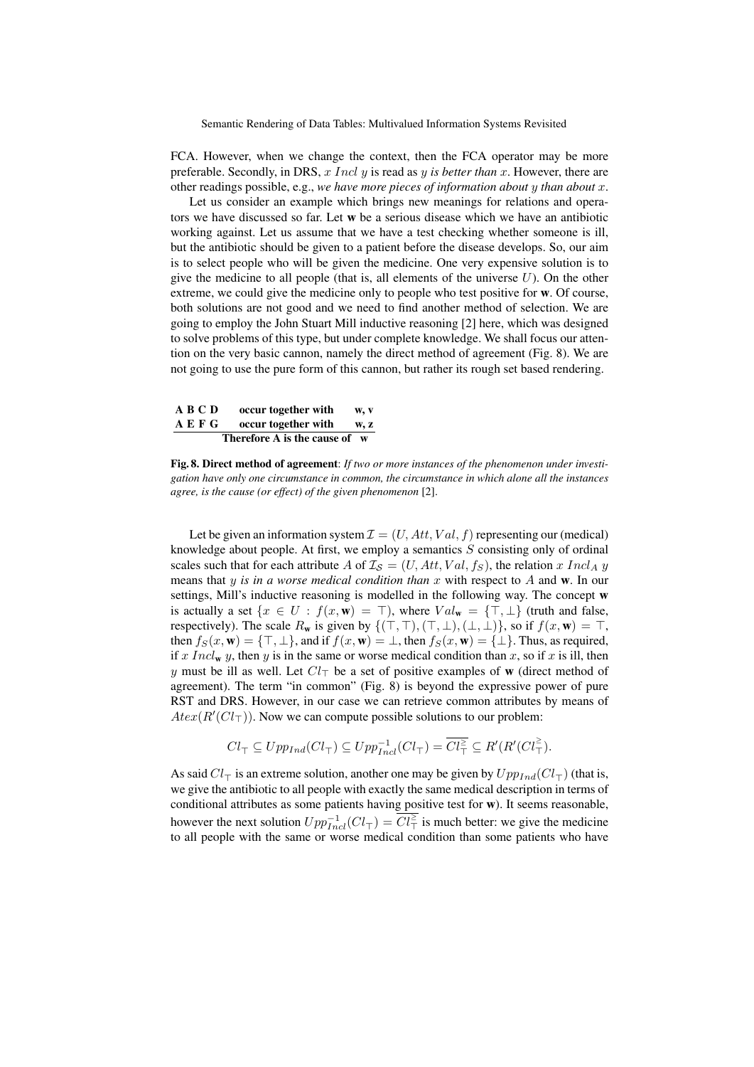FCA. However, when we change the context, then the FCA operator may be more preferable. Secondly, in DRS, $x\ Incl\ y$ is read as *$y$ is better than $x$*. However, there are other readings possible, e.g., *we have more pieces of information about $y$ than about $x$*.

Let us consider an example which brings new meanings for relations and operators we have discussed so far. Let **w** be a serious disease which we have an antibiotic working against. Let us assume that we have a test checking whether someone is ill, but the antibiotic should be given to a patient before the disease develops. So, our aim is to select people who will be given the medicine. One very expensive solution is to give the medicine to all people (that is, all elements of the universe $U$). On the other extreme, we could give the medicine only to people who test positive for **w**. Of course, both solutions are not good and we need to find another method of selection. We are going to employ the John Stuart Mill inductive reasoning [2] here, which was designed to solve problems of this type, but under complete knowledge. We shall focus our attention on the very basic cannon, namely the direct method of agreement (Fig. 8). We are not going to use the pure form of this cannon, but rather its rough set based rendering.

| | | |
|---|---|---|
| **A B C D** | **occur together with** | **w, v** |
| **A E F G** | **occur together with** | **w, z** |
| | **Therefore A is the cause of** | **w** |

**Fig. 8. Direct method of agreement**: *If two or more instances of the phenomenon under investigation have only one circumstance in common, the circumstance in which alone all the instances agree, is the cause (or effect) of the given phenomenon* [2].

Let be given an information system $\mathcal{I} = (U, Att, Val, f)$ representing our (medical) knowledge about people. At first, we employ a semantics $S$ consisting only of ordinal scales such that for each attribute $A$ of $\mathcal{I}_S = (U, Att, Val, f_S)$, the relation $x\ Incl_A\ y$ means that *$y$ is in a worse medical condition than $x$* with respect to $A$ and **w**. In our settings, Mill's inductive reasoning is modelled in the following way. The concept **w** is actually a set $\{x \in U : f(x, \mathbf{w}) = \top\}$, where $Val_{\mathbf{w}} = \{\top, \bot\}$ (truth and false, respectively). The scale $R_{\mathbf{w}}$ is given by $\{(\top, \top), (\top, \bot), (\bot, \bot)\}$, so if $f(x, \mathbf{w}) = \top$, then $f_S(x, \mathbf{w}) = \{\top, \bot\}$, and if $f(x, \mathbf{w}) = \bot$, then $f_S(x, \mathbf{w}) = \{\bot\}$. Thus, as required, if $x\ Incl_{\mathbf{w}}\ y$, then $y$ is in the same or worse medical condition than $x$, so if $x$ is ill, then $y$ must be ill as well. Let $Cl_\top$ be a set of positive examples of **w** (direct method of agreement). The term "in common" (Fig. 8) is beyond the expressive power of pure RST and DRS. However, in our case we can retrieve common attributes by means of $Atex(R'(Cl_\top))$. Now we can compute possible solutions to our problem:

$$Cl_\top \subseteq Upp_{Ind}(Cl_\top) \subseteq Upp^{-1}_{Incl}(Cl_\top) = \overline{Cl^{\geq}_\top} \subseteq R'(R'(Cl^{\geq}_\top).$$

As said $Cl_\top$ is an extreme solution, another one may be given by $Upp_{Ind}(Cl_\top)$ (that is, we give the antibiotic to all people with exactly the same medical description in terms of conditional attributes as some patients having positive test for **w**). It seems reasonable, however the next solution $Upp^{-1}_{Incl}(Cl_\top) = \overline{Cl^{\geq}_\top}$ is much better: we give the medicine to all people with the same or worse medical condition than some patients who have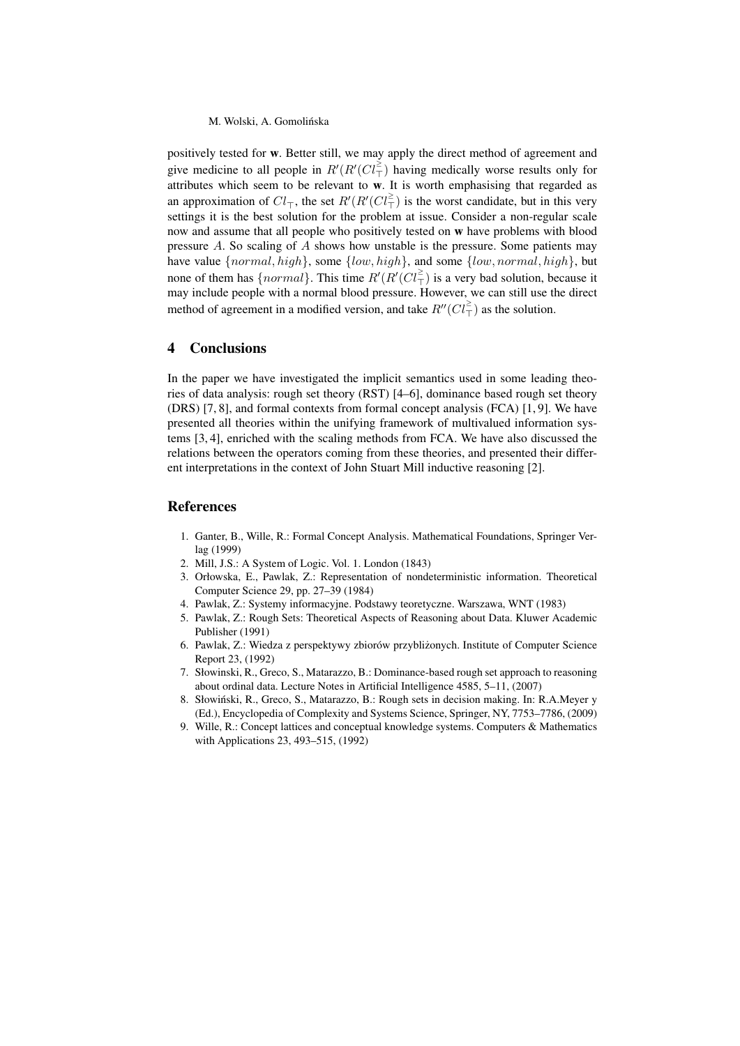positively tested for **w**. Better still, we may apply the direct method of agreement and give medicine to all people in $R'(R'(Cl^{\geq}_{\top})$ having medically worse results only for attributes which seem to be relevant to **w**. It is worth emphasising that regarded as an approximation of $Cl_{\top}$, the set $R'(R'(Cl^{\geq}_{\top})$ is the worst candidate, but in this very settings it is the best solution for the problem at issue. Consider a non-regular scale now and assume that all people who positively tested on **w** have problems with blood pressure $A$. So scaling of $A$ shows how unstable is the pressure. Some patients may have value $\{normal, high\}$, some $\{low, high\}$, and some $\{low, normal, high\}$, but none of them has $\{normal\}$. This time $R'(R'(Cl^{\geq}_{\top})$ is a very bad solution, because it may include people with a normal blood pressure. However, we can still use the direct method of agreement in a modified version, and take $R''(Cl^{\geq}_{\top})$ as the solution.

## 4 Conclusions

In the paper we have investigated the implicit semantics used in some leading theories of data analysis: rough set theory (RST) [4–6], dominance based rough set theory (DRS) [7, 8], and formal contexts from formal concept analysis (FCA) [1, 9]. We have presented all theories within the unifying framework of multivalued information systems [3, 4], enriched with the scaling methods from FCA. We have also discussed the relations between the operators coming from these theories, and presented their different interpretations in the context of John Stuart Mill inductive reasoning [2].

## References

1. Ganter, B., Wille, R.: Formal Concept Analysis. Mathematical Foundations, Springer Verlag (1999)
2. Mill, J.S.: A System of Logic. Vol. 1. London (1843)
3. Orłowska, E., Pawlak, Z.: Representation of nondeterministic information. Theoretical Computer Science 29, pp. 27–39 (1984)
4. Pawlak, Z.: Systemy informacyjne. Podstawy teoretyczne. Warszawa, WNT (1983)
5. Pawlak, Z.: Rough Sets: Theoretical Aspects of Reasoning about Data. Kluwer Academic Publisher (1991)
6. Pawlak, Z.: Wiedza z perspektywy zbiorów przybliżonych. Institute of Computer Science Report 23, (1992)
7. Słowinski, R., Greco, S., Matarazzo, B.: Dominance-based rough set approach to reasoning about ordinal data. Lecture Notes in Artificial Intelligence 4585, 5–11, (2007)
8. Słowiński, R., Greco, S., Matarazzo, B.: Rough sets in decision making. In: R.A.Meyer y (Ed.), Encyclopedia of Complexity and Systems Science, Springer, NY, 7753–7786, (2009)
9. Wille, R.: Concept lattices and conceptual knowledge systems. Computers & Mathematics with Applications 23, 493–515, (1992)